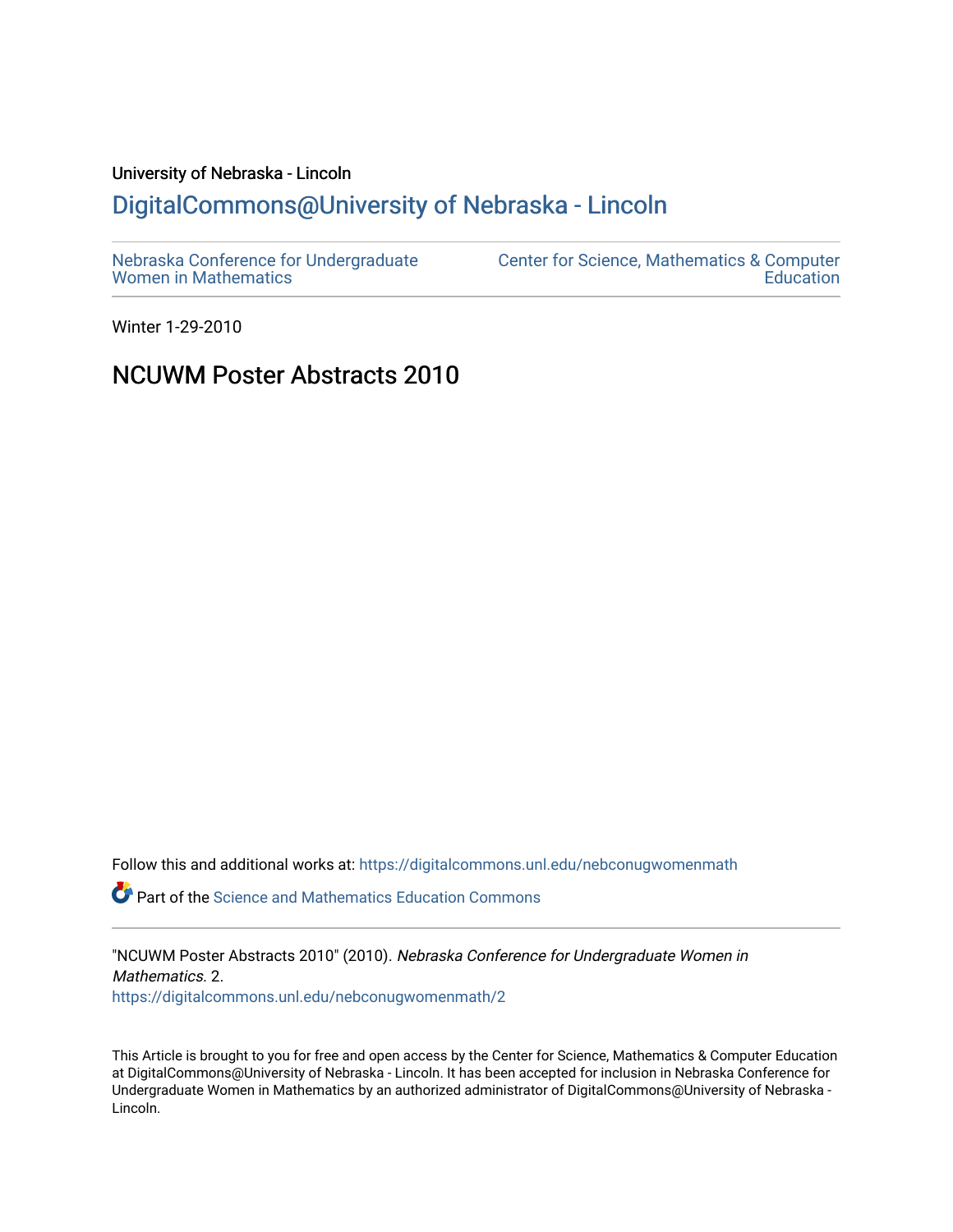University of Nebraska - Lincoln

## DigitalCommons@University of Nebraska - Lincoln

Nebraska Conference for Undergraduate Women in Mathematics

Center for Science, Mathematics & Computer Education

Winter 1-29-2010

# NCUWM Poster Abstracts 2010

Follow this and additional works at: https://digitalcommons.unl.edu/nebconugwomenmath

Part of the Science and Mathematics Education Commons

"NCUWM Poster Abstracts 2010" (2010). *Nebraska Conference for Undergraduate Women in Mathematics*. 2.
https://digitalcommons.unl.edu/nebconugwomenmath/2

This Article is brought to you for free and open access by the Center for Science, Mathematics & Computer Education at DigitalCommons@University of Nebraska - Lincoln. It has been accepted for inclusion in Nebraska Conference for Undergraduate Women in Mathematics by an authorized administrator of DigitalCommons@University of Nebraska - Lincoln.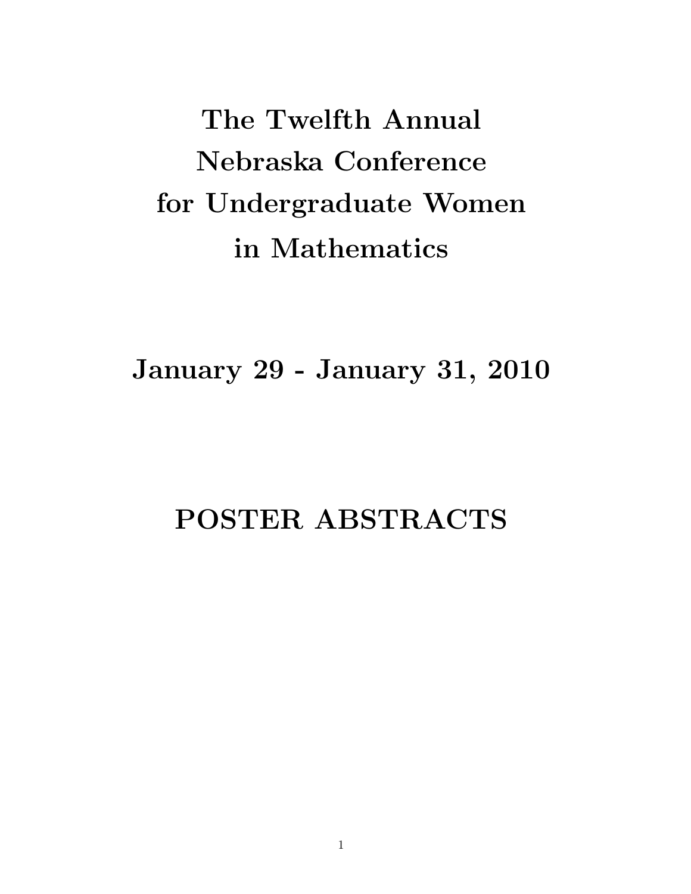# The Twelfth Annual Nebraska Conference for Undergraduate Women in Mathematics

## January 29 - January 31, 2010

## POSTER ABSTRACTS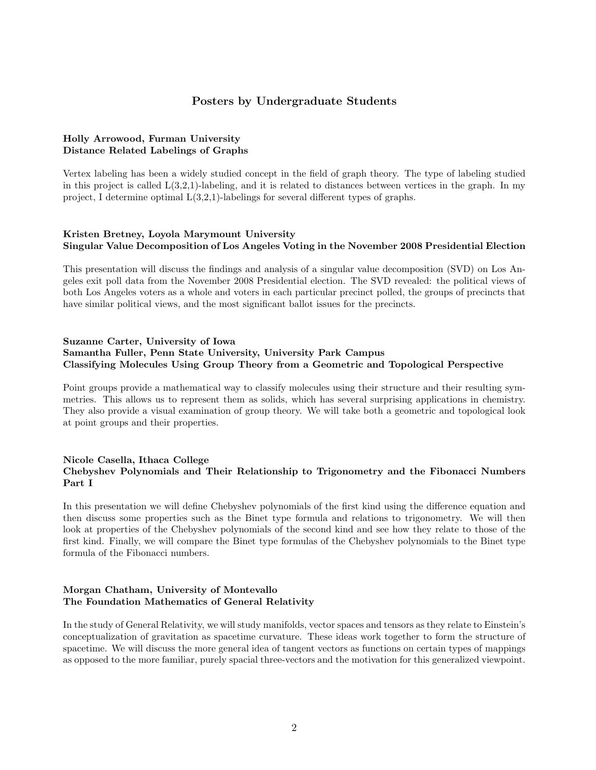## Posters by Undergraduate Students

**Holly Arrowood, Furman University**
**Distance Related Labelings of Graphs**

Vertex labeling has been a widely studied concept in the field of graph theory. The type of labeling studied in this project is called L(3,2,1)-labeling, and it is related to distances between vertices in the graph. In my project, I determine optimal L(3,2,1)-labelings for several different types of graphs.

**Kristen Bretney, Loyola Marymount University**
**Singular Value Decomposition of Los Angeles Voting in the November 2008 Presidential Election**

This presentation will discuss the findings and analysis of a singular value decomposition (SVD) on Los Angeles exit poll data from the November 2008 Presidential election. The SVD revealed: the political views of both Los Angeles voters as a whole and voters in each particular precinct polled, the groups of precincts that have similar political views, and the most significant ballot issues for the precincts.

**Suzanne Carter, University of Iowa**
**Samantha Fuller, Penn State University, University Park Campus**
**Classifying Molecules Using Group Theory from a Geometric and Topological Perspective**

Point groups provide a mathematical way to classify molecules using their structure and their resulting symmetries. This allows us to represent them as solids, which has several surprising applications in chemistry. They also provide a visual examination of group theory. We will take both a geometric and topological look at point groups and their properties.

**Nicole Casella, Ithaca College**
**Chebyshev Polynomials and Their Relationship to Trigonometry and the Fibonacci Numbers Part I**

In this presentation we will define Chebyshev polynomials of the first kind using the difference equation and then discuss some properties such as the Binet type formula and relations to trigonometry. We will then look at properties of the Chebyshev polynomials of the second kind and see how they relate to those of the first kind. Finally, we will compare the Binet type formulas of the Chebyshev polynomials to the Binet type formula of the Fibonacci numbers.

**Morgan Chatham, University of Montevallo**
**The Foundation Mathematics of General Relativity**

In the study of General Relativity, we will study manifolds, vector spaces and tensors as they relate to Einstein's conceptualization of gravitation as spacetime curvature. These ideas work together to form the structure of spacetime. We will discuss the more general idea of tangent vectors as functions on certain types of mappings as opposed to the more familiar, purely spacial three-vectors and the motivation for this generalized viewpoint.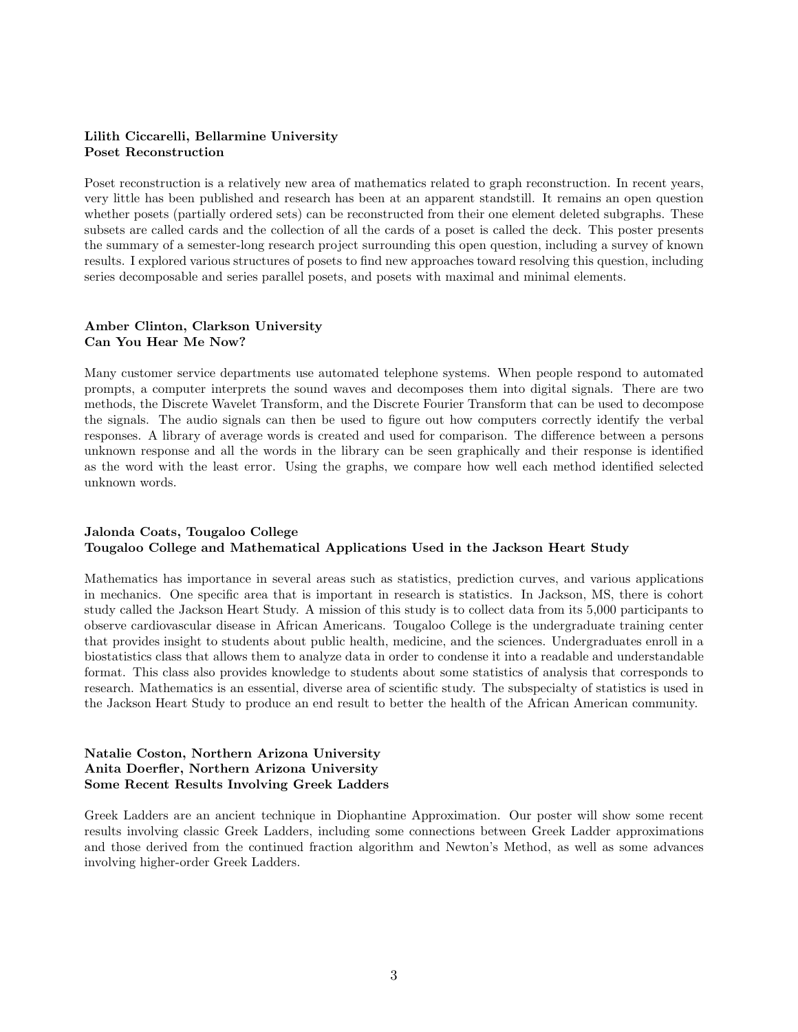**Lilith Ciccarelli, Bellarmine University**
**Poset Reconstruction**

Poset reconstruction is a relatively new area of mathematics related to graph reconstruction. In recent years, very little has been published and research has been at an apparent standstill. It remains an open question whether posets (partially ordered sets) can be reconstructed from their one element deleted subgraphs. These subsets are called cards and the collection of all the cards of a poset is called the deck. This poster presents the summary of a semester-long research project surrounding this open question, including a survey of known results. I explored various structures of posets to find new approaches toward resolving this question, including series decomposable and series parallel posets, and posets with maximal and minimal elements.

**Amber Clinton, Clarkson University**
**Can You Hear Me Now?**

Many customer service departments use automated telephone systems. When people respond to automated prompts, a computer interprets the sound waves and decomposes them into digital signals. There are two methods, the Discrete Wavelet Transform, and the Discrete Fourier Transform that can be used to decompose the signals. The audio signals can then be used to figure out how computers correctly identify the verbal responses. A library of average words is created and used for comparison. The difference between a persons unknown response and all the words in the library can be seen graphically and their response is identified as the word with the least error. Using the graphs, we compare how well each method identified selected unknown words.

**Jalonda Coats, Tougaloo College**
**Tougaloo College and Mathematical Applications Used in the Jackson Heart Study**

Mathematics has importance in several areas such as statistics, prediction curves, and various applications in mechanics. One specific area that is important in research is statistics. In Jackson, MS, there is cohort study called the Jackson Heart Study. A mission of this study is to collect data from its 5,000 participants to observe cardiovascular disease in African Americans. Tougaloo College is the undergraduate training center that provides insight to students about public health, medicine, and the sciences. Undergraduates enroll in a biostatistics class that allows them to analyze data in order to condense it into a readable and understandable format. This class also provides knowledge to students about some statistics of analysis that corresponds to research. Mathematics is an essential, diverse area of scientific study. The subspecialty of statistics is used in the Jackson Heart Study to produce an end result to better the health of the African American community.

**Natalie Coston, Northern Arizona University**
**Anita Doerfler, Northern Arizona University**
**Some Recent Results Involving Greek Ladders**

Greek Ladders are an ancient technique in Diophantine Approximation. Our poster will show some recent results involving classic Greek Ladders, including some connections between Greek Ladder approximations and those derived from the continued fraction algorithm and Newton's Method, as well as some advances involving higher-order Greek Ladders.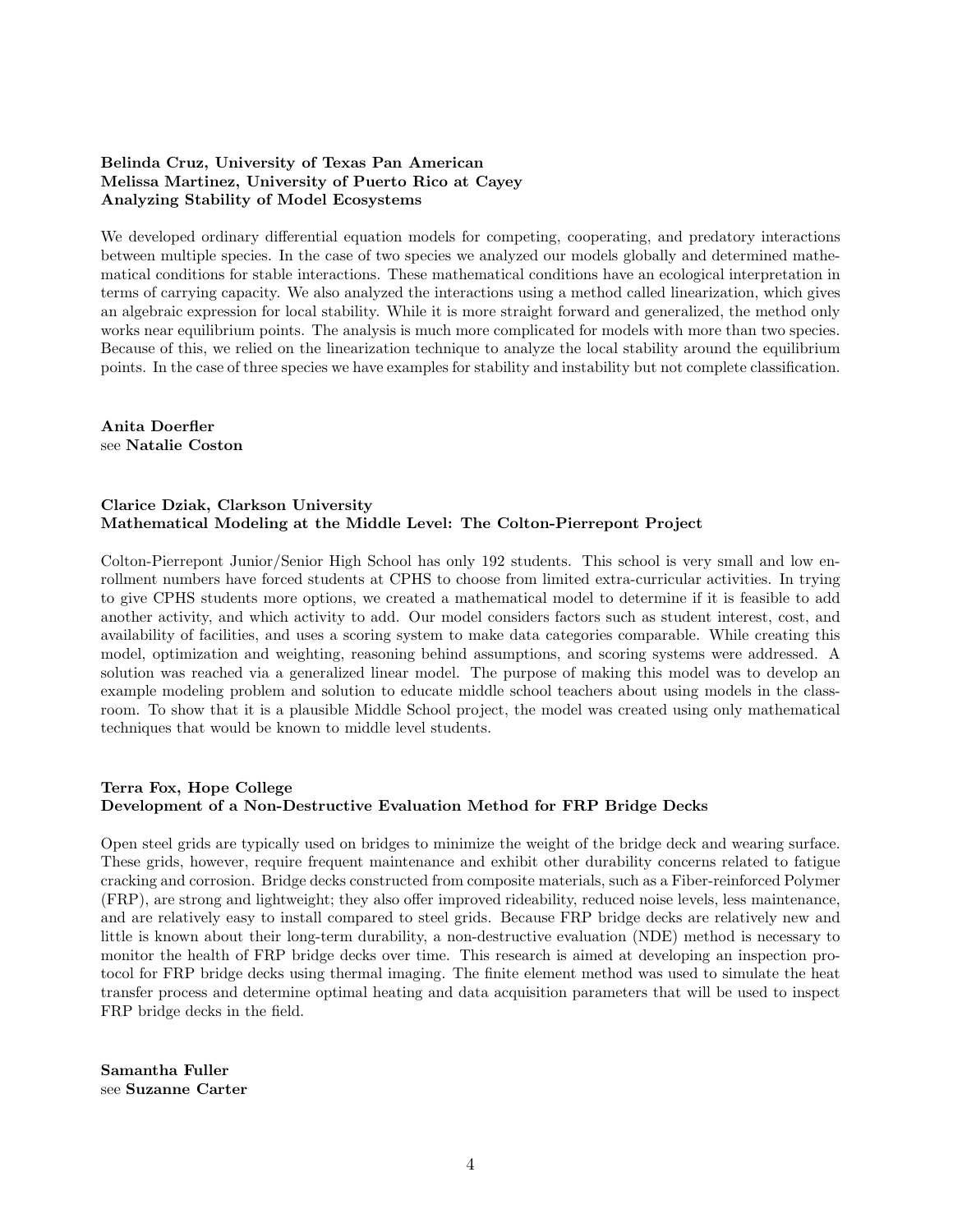**Belinda Cruz, University of Texas Pan American**
**Melissa Martinez, University of Puerto Rico at Cayey**
**Analyzing Stability of Model Ecosystems**

We developed ordinary differential equation models for competing, cooperating, and predatory interactions between multiple species. In the case of two species we analyzed our models globally and determined mathematical conditions for stable interactions. These mathematical conditions have an ecological interpretation in terms of carrying capacity. We also analyzed the interactions using a method called linearization, which gives an algebraic expression for local stability. While it is more straight forward and generalized, the method only works near equilibrium points. The analysis is much more complicated for models with more than two species. Because of this, we relied on the linearization technique to analyze the local stability around the equilibrium points. In the case of three species we have examples for stability and instability but not complete classification.

**Anita Doerfler**
see **Natalie Coston**

**Clarice Dziak, Clarkson University**
**Mathematical Modeling at the Middle Level: The Colton-Pierrepont Project**

Colton-Pierrepont Junior/Senior High School has only 192 students. This school is very small and low enrollment numbers have forced students at CPHS to choose from limited extra-curricular activities. In trying to give CPHS students more options, we created a mathematical model to determine if it is feasible to add another activity, and which activity to add. Our model considers factors such as student interest, cost, and availability of facilities, and uses a scoring system to make data categories comparable. While creating this model, optimization and weighting, reasoning behind assumptions, and scoring systems were addressed. A solution was reached via a generalized linear model. The purpose of making this model was to develop an example modeling problem and solution to educate middle school teachers about using models in the classroom. To show that it is a plausible Middle School project, the model was created using only mathematical techniques that would be known to middle level students.

**Terra Fox, Hope College**
**Development of a Non-Destructive Evaluation Method for FRP Bridge Decks**

Open steel grids are typically used on bridges to minimize the weight of the bridge deck and wearing surface. These grids, however, require frequent maintenance and exhibit other durability concerns related to fatigue cracking and corrosion. Bridge decks constructed from composite materials, such as a Fiber-reinforced Polymer (FRP), are strong and lightweight; they also offer improved rideability, reduced noise levels, less maintenance, and are relatively easy to install compared to steel grids. Because FRP bridge decks are relatively new and little is known about their long-term durability, a non-destructive evaluation (NDE) method is necessary to monitor the health of FRP bridge decks over time. This research is aimed at developing an inspection protocol for FRP bridge decks using thermal imaging. The finite element method was used to simulate the heat transfer process and determine optimal heating and data acquisition parameters that will be used to inspect FRP bridge decks in the field.

**Samantha Fuller**
see **Suzanne Carter**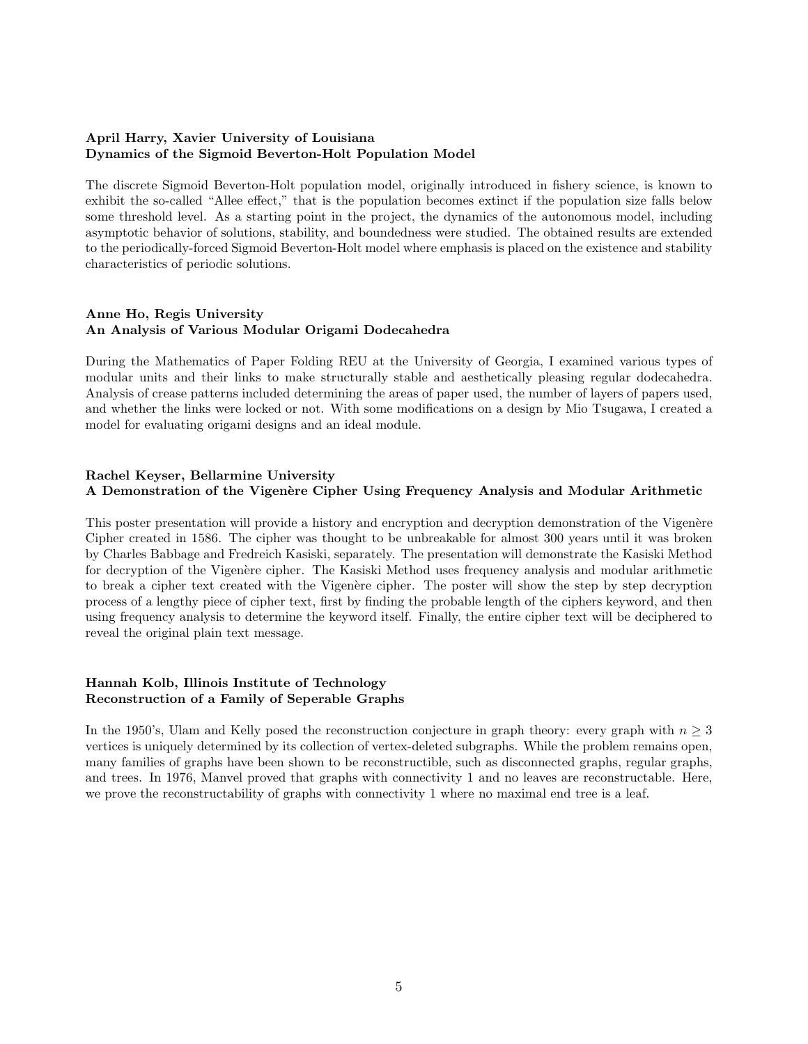**April Harry, Xavier University of Louisiana**
**Dynamics of the Sigmoid Beverton-Holt Population Model**

The discrete Sigmoid Beverton-Holt population model, originally introduced in fishery science, is known to exhibit the so-called "Allee effect," that is the population becomes extinct if the population size falls below some threshold level. As a starting point in the project, the dynamics of the autonomous model, including asymptotic behavior of solutions, stability, and boundedness were studied. The obtained results are extended to the periodically-forced Sigmoid Beverton-Holt model where emphasis is placed on the existence and stability characteristics of periodic solutions.

**Anne Ho, Regis University**
**An Analysis of Various Modular Origami Dodecahedra**

During the Mathematics of Paper Folding REU at the University of Georgia, I examined various types of modular units and their links to make structurally stable and aesthetically pleasing regular dodecahedra. Analysis of crease patterns included determining the areas of paper used, the number of layers of papers used, and whether the links were locked or not. With some modifications on a design by Mio Tsugawa, I created a model for evaluating origami designs and an ideal module.

**Rachel Keyser, Bellarmine University**
**A Demonstration of the Vigenère Cipher Using Frequency Analysis and Modular Arithmetic**

This poster presentation will provide a history and encryption and decryption demonstration of the Vigenère Cipher created in 1586. The cipher was thought to be unbreakable for almost 300 years until it was broken by Charles Babbage and Fredreich Kasiski, separately. The presentation will demonstrate the Kasiski Method for decryption of the Vigenère cipher. The Kasiski Method uses frequency analysis and modular arithmetic to break a cipher text created with the Vigenère cipher. The poster will show the step by step decryption process of a lengthy piece of cipher text, first by finding the probable length of the ciphers keyword, and then using frequency analysis to determine the keyword itself. Finally, the entire cipher text will be deciphered to reveal the original plain text message.

**Hannah Kolb, Illinois Institute of Technology**
**Reconstruction of a Family of Seperable Graphs**

In the 1950's, Ulam and Kelly posed the reconstruction conjecture in graph theory: every graph with $n \geq 3$ vertices is uniquely determined by its collection of vertex-deleted subgraphs. While the problem remains open, many families of graphs have been shown to be reconstructible, such as disconnected graphs, regular graphs, and trees. In 1976, Manvel proved that graphs with connectivity 1 and no leaves are reconstructable. Here, we prove the reconstructability of graphs with connectivity 1 where no maximal end tree is a leaf.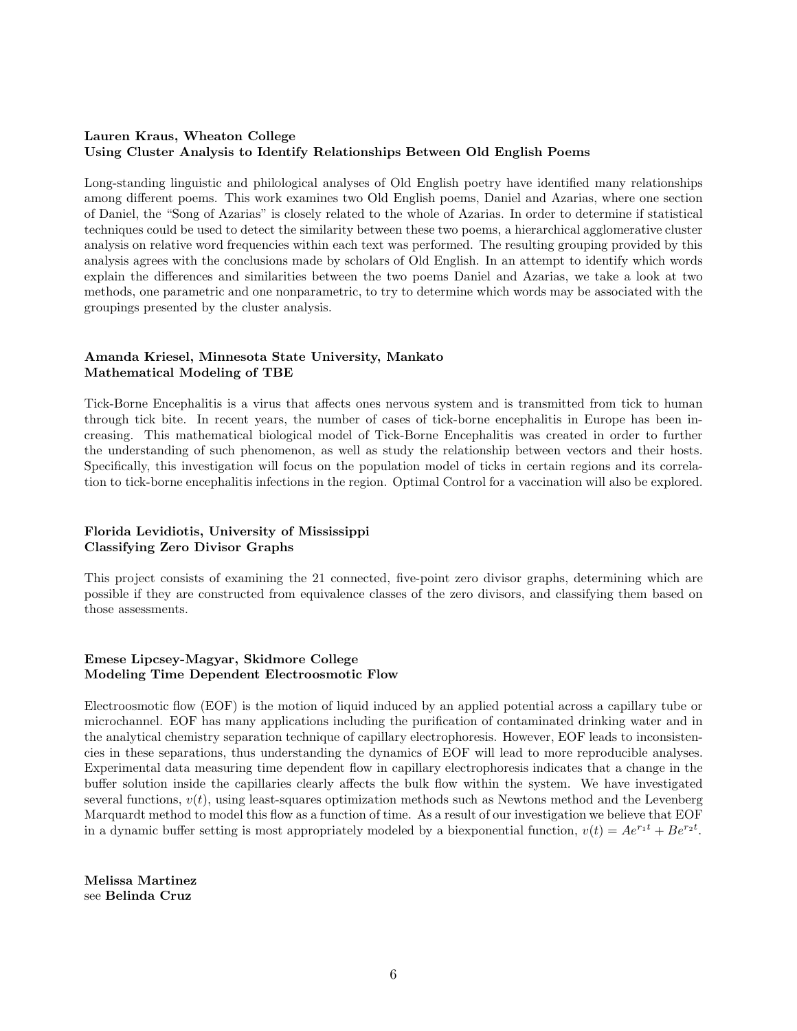**Lauren Kraus, Wheaton College**
**Using Cluster Analysis to Identify Relationships Between Old English Poems**

Long-standing linguistic and philological analyses of Old English poetry have identified many relationships among different poems. This work examines two Old English poems, Daniel and Azarias, where one section of Daniel, the "Song of Azarias" is closely related to the whole of Azarias. In order to determine if statistical techniques could be used to detect the similarity between these two poems, a hierarchical agglomerative cluster analysis on relative word frequencies within each text was performed. The resulting grouping provided by this analysis agrees with the conclusions made by scholars of Old English. In an attempt to identify which words explain the differences and similarities between the two poems Daniel and Azarias, we take a look at two methods, one parametric and one nonparametric, to try to determine which words may be associated with the groupings presented by the cluster analysis.

**Amanda Kriesel, Minnesota State University, Mankato**
**Mathematical Modeling of TBE**

Tick-Borne Encephalitis is a virus that affects ones nervous system and is transmitted from tick to human through tick bite. In recent years, the number of cases of tick-borne encephalitis in Europe has been increasing. This mathematical biological model of Tick-Borne Encephalitis was created in order to further the understanding of such phenomenon, as well as study the relationship between vectors and their hosts. Specifically, this investigation will focus on the population model of ticks in certain regions and its correlation to tick-borne encephalitis infections in the region. Optimal Control for a vaccination will also be explored.

**Florida Levidiotis, University of Mississippi**
**Classifying Zero Divisor Graphs**

This project consists of examining the 21 connected, five-point zero divisor graphs, determining which are possible if they are constructed from equivalence classes of the zero divisors, and classifying them based on those assessments.

**Emese Lipcsey-Magyar, Skidmore College**
**Modeling Time Dependent Electroosmotic Flow**

Electroosmotic flow (EOF) is the motion of liquid induced by an applied potential across a capillary tube or microchannel. EOF has many applications including the purification of contaminated drinking water and in the analytical chemistry separation technique of capillary electrophoresis. However, EOF leads to inconsistencies in these separations, thus understanding the dynamics of EOF will lead to more reproducible analyses. Experimental data measuring time dependent flow in capillary electrophoresis indicates that a change in the buffer solution inside the capillaries clearly affects the bulk flow within the system. We have investigated several functions, $v(t)$, using least-squares optimization methods such as Newtons method and the Levenberg Marquardt method to model this flow as a function of time. As a result of our investigation we believe that EOF in a dynamic buffer setting is most appropriately modeled by a biexponential function, $v(t) = Ae^{r_1 t} + Be^{r_2 t}$.

**Melissa Martinez**
see **Belinda Cruz**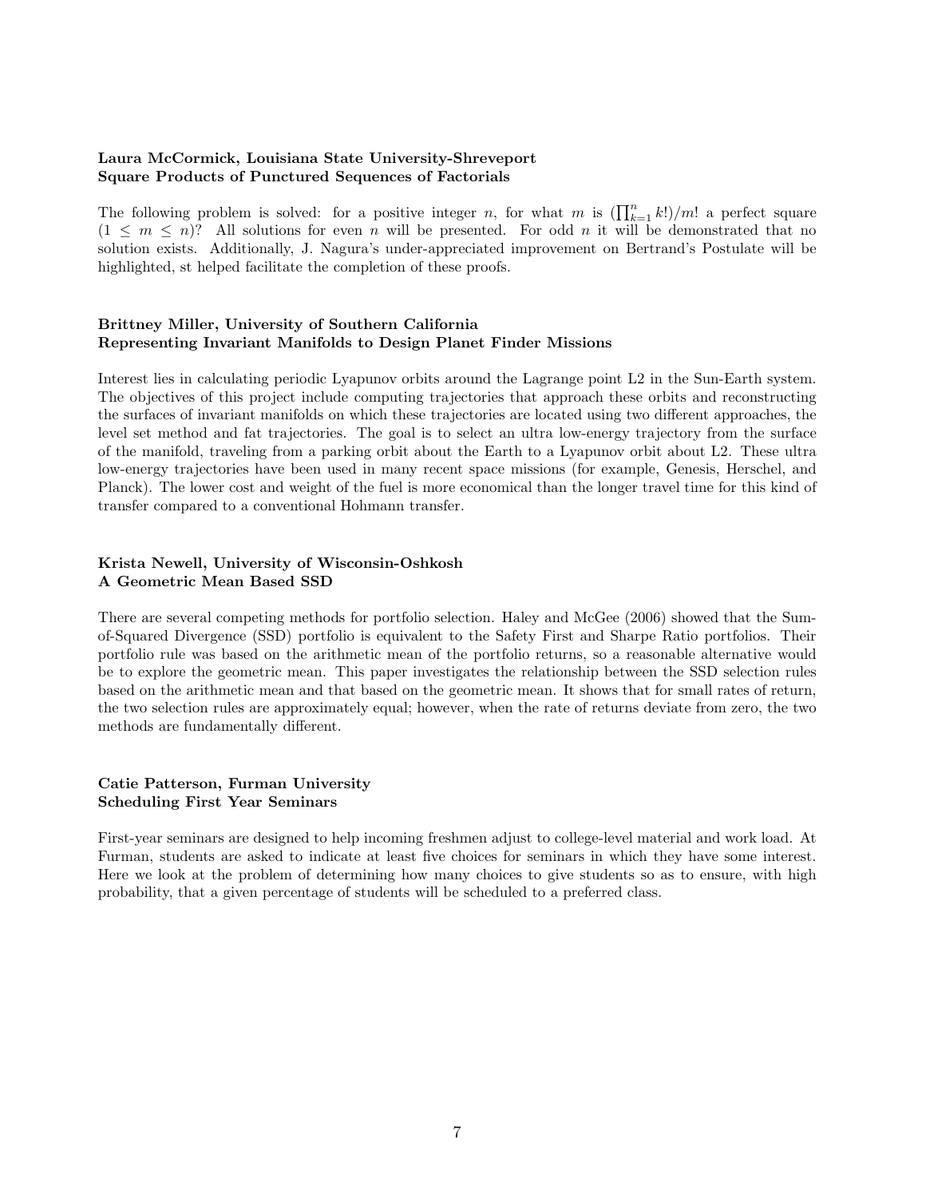**Laura McCormick, Louisiana State University-Shreveport**
**Square Products of Punctured Sequences of Factorials**

The following problem is solved: for a positive integer $n$, for what $m$ is $(\prod_{k=1}^{n} k!)/m!$ a perfect square $(1 \leq m \leq n)$? All solutions for even $n$ will be presented. For odd $n$ it will be demonstrated that no solution exists. Additionally, J. Nagura's under-appreciated improvement on Bertrand's Postulate will be highlighted, st helped facilitate the completion of these proofs.

**Brittney Miller, University of Southern California**
**Representing Invariant Manifolds to Design Planet Finder Missions**

Interest lies in calculating periodic Lyapunov orbits around the Lagrange point L2 in the Sun-Earth system. The objectives of this project include computing trajectories that approach these orbits and reconstructing the surfaces of invariant manifolds on which these trajectories are located using two different approaches, the level set method and fat trajectories. The goal is to select an ultra low-energy trajectory from the surface of the manifold, traveling from a parking orbit about the Earth to a Lyapunov orbit about L2. These ultra low-energy trajectories have been used in many recent space missions (for example, Genesis, Herschel, and Planck). The lower cost and weight of the fuel is more economical than the longer travel time for this kind of transfer compared to a conventional Hohmann transfer.

**Krista Newell, University of Wisconsin-Oshkosh**
**A Geometric Mean Based SSD**

There are several competing methods for portfolio selection. Haley and McGee (2006) showed that the Sum-of-Squared Divergence (SSD) portfolio is equivalent to the Safety First and Sharpe Ratio portfolios. Their portfolio rule was based on the arithmetic mean of the portfolio returns, so a reasonable alternative would be to explore the geometric mean. This paper investigates the relationship between the SSD selection rules based on the arithmetic mean and that based on the geometric mean. It shows that for small rates of return, the two selection rules are approximately equal; however, when the rate of returns deviate from zero, the two methods are fundamentally different.

**Catie Patterson, Furman University**
**Scheduling First Year Seminars**

First-year seminars are designed to help incoming freshmen adjust to college-level material and work load. At Furman, students are asked to indicate at least five choices for seminars in which they have some interest. Here we look at the problem of determining how many choices to give students so as to ensure, with high probability, that a given percentage of students will be scheduled to a preferred class.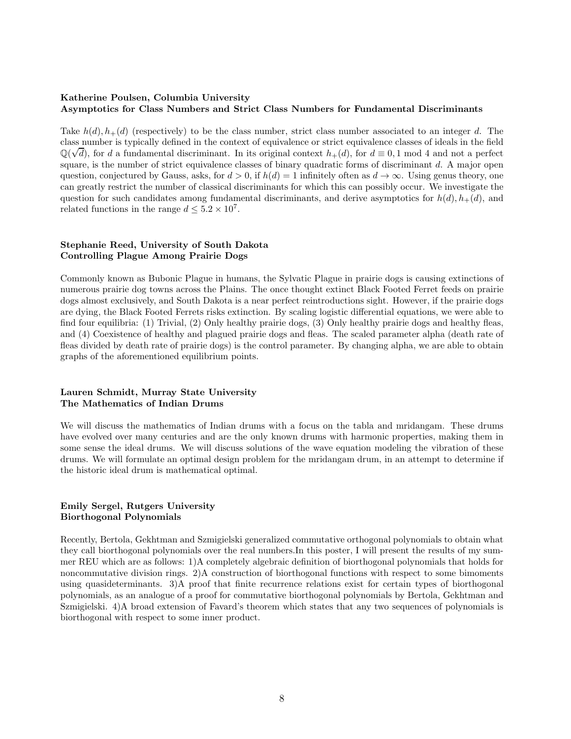**Katherine Poulsen, Columbia University**
**Asymptotics for Class Numbers and Strict Class Numbers for Fundamental Discriminants**

Take $h(d), h_+(d)$ (respectively) to be the class number, strict class number associated to an integer $d$. The class number is typically defined in the context of equivalence or strict equivalence classes of ideals in the field $\mathbb{Q}(\sqrt{d})$, for $d$ a fundamental discriminant. In its original context $h_+(d)$, for $d \equiv 0, 1 \bmod 4$ and not a perfect square, is the number of strict equivalence classes of binary quadratic forms of discriminant $d$. A major open question, conjectured by Gauss, asks, for $d > 0$, if $h(d) = 1$ infinitely often as $d \to \infty$. Using genus theory, one can greatly restrict the number of classical discriminants for which this can possibly occur. We investigate the question for such candidates among fundamental discriminants, and derive asymptotics for $h(d), h_+(d)$, and related functions in the range $d \leq 5.2 \times 10^7$.

**Stephanie Reed, University of South Dakota**
**Controlling Plague Among Prairie Dogs**

Commonly known as Bubonic Plague in humans, the Sylvatic Plague in prairie dogs is causing extinctions of numerous prairie dog towns across the Plains. The once thought extinct Black Footed Ferret feeds on prairie dogs almost exclusively, and South Dakota is a near perfect reintroductions sight. However, if the prairie dogs are dying, the Black Footed Ferrets risks extinction. By scaling logistic differential equations, we were able to find four equilibria: (1) Trivial, (2) Only healthy prairie dogs, (3) Only healthy prairie dogs and healthy fleas, and (4) Coexistence of healthy and plagued prairie dogs and fleas. The scaled parameter alpha (death rate of fleas divided by death rate of prairie dogs) is the control parameter. By changing alpha, we are able to obtain graphs of the aforementioned equilibrium points.

**Lauren Schmidt, Murray State University**
**The Mathematics of Indian Drums**

We will discuss the mathematics of Indian drums with a focus on the tabla and mridangam. These drums have evolved over many centuries and are the only known drums with harmonic properties, making them in some sense the ideal drums. We will discuss solutions of the wave equation modeling the vibration of these drums. We will formulate an optimal design problem for the mridangam drum, in an attempt to determine if the historic ideal drum is mathematical optimal.

**Emily Sergel, Rutgers University**
**Biorthogonal Polynomials**

Recently, Bertola, Gekhtman and Szmigielski generalized commutative orthogonal polynomials to obtain what they call biorthogonal polynomials over the real numbers.In this poster, I will present the results of my summer REU which are as follows: 1)A completely algebraic definition of biorthogonal polynomials that holds for noncommutative division rings. 2)A construction of biorthogonal functions with respect to some bimoments using quasideterminants. 3)A proof that finite recurrence relations exist for certain types of biorthogonal polynomials, as an analogue of a proof for commutative biorthogonal polynomials by Bertola, Gekhtman and Szmigielski. 4)A broad extension of Favard's theorem which states that any two sequences of polynomials is biorthogonal with respect to some inner product.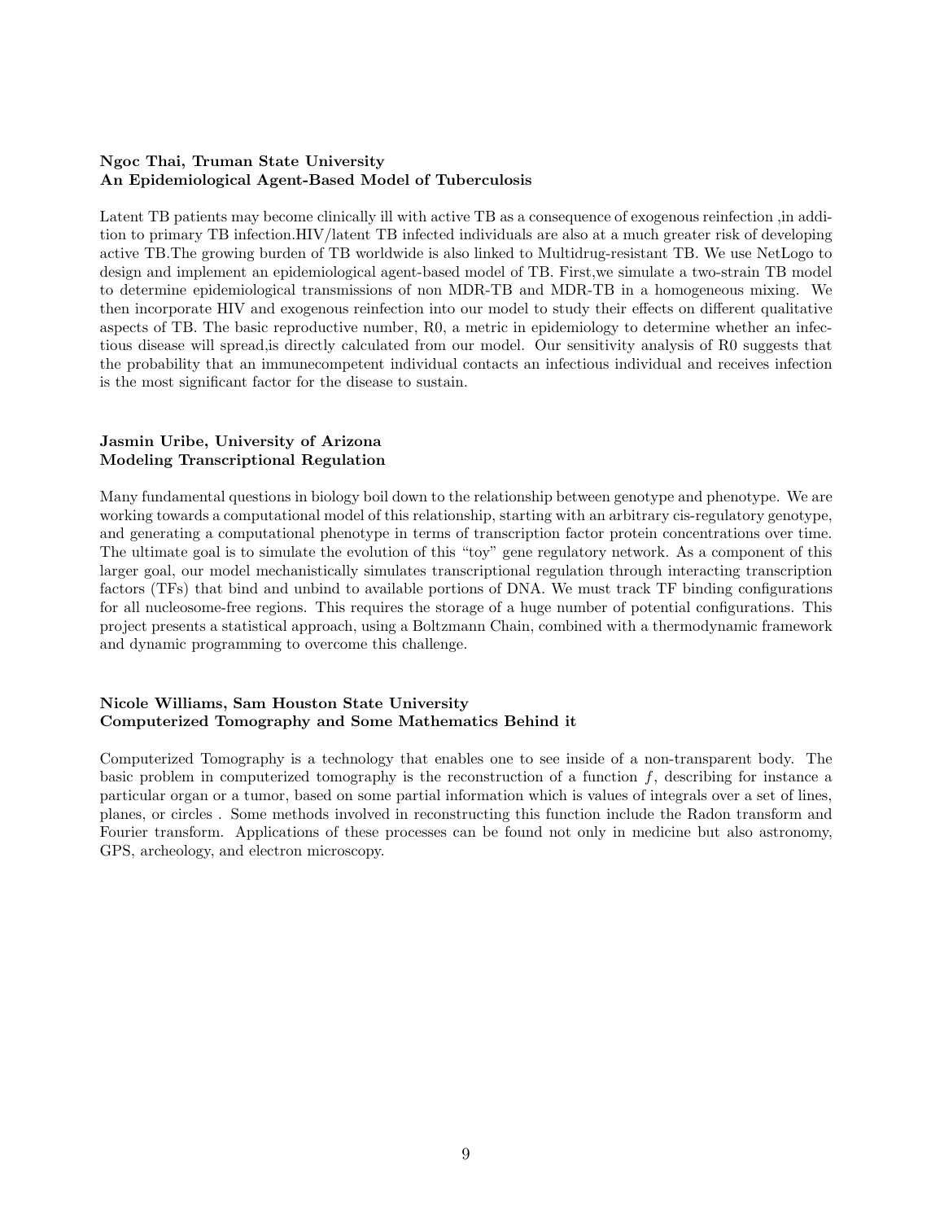**Ngoc Thai, Truman State University**
**An Epidemiological Agent-Based Model of Tuberculosis**

Latent TB patients may become clinically ill with active TB as a consequence of exogenous reinfection ,in addition to primary TB infection.HIV/latent TB infected individuals are also at a much greater risk of developing active TB.The growing burden of TB worldwide is also linked to Multidrug-resistant TB. We use NetLogo to design and implement an epidemiological agent-based model of TB. First,we simulate a two-strain TB model to determine epidemiological transmissions of non MDR-TB and MDR-TB in a homogeneous mixing. We then incorporate HIV and exogenous reinfection into our model to study their effects on different qualitative aspects of TB. The basic reproductive number, R0, a metric in epidemiology to determine whether an infectious disease will spread,is directly calculated from our model. Our sensitivity analysis of R0 suggests that the probability that an immunecompetent individual contacts an infectious individual and receives infection is the most significant factor for the disease to sustain.

**Jasmin Uribe, University of Arizona**
**Modeling Transcriptional Regulation**

Many fundamental questions in biology boil down to the relationship between genotype and phenotype. We are working towards a computational model of this relationship, starting with an arbitrary cis-regulatory genotype, and generating a computational phenotype in terms of transcription factor protein concentrations over time. The ultimate goal is to simulate the evolution of this "toy" gene regulatory network. As a component of this larger goal, our model mechanistically simulates transcriptional regulation through interacting transcription factors (TFs) that bind and unbind to available portions of DNA. We must track TF binding configurations for all nucleosome-free regions. This requires the storage of a huge number of potential configurations. This project presents a statistical approach, using a Boltzmann Chain, combined with a thermodynamic framework and dynamic programming to overcome this challenge.

**Nicole Williams, Sam Houston State University**
**Computerized Tomography and Some Mathematics Behind it**

Computerized Tomography is a technology that enables one to see inside of a non-transparent body. The basic problem in computerized tomography is the reconstruction of a function $f$, describing for instance a particular organ or a tumor, based on some partial information which is values of integrals over a set of lines, planes, or circles . Some methods involved in reconstructing this function include the Radon transform and Fourier transform. Applications of these processes can be found not only in medicine but also astronomy, GPS, archeology, and electron microscopy.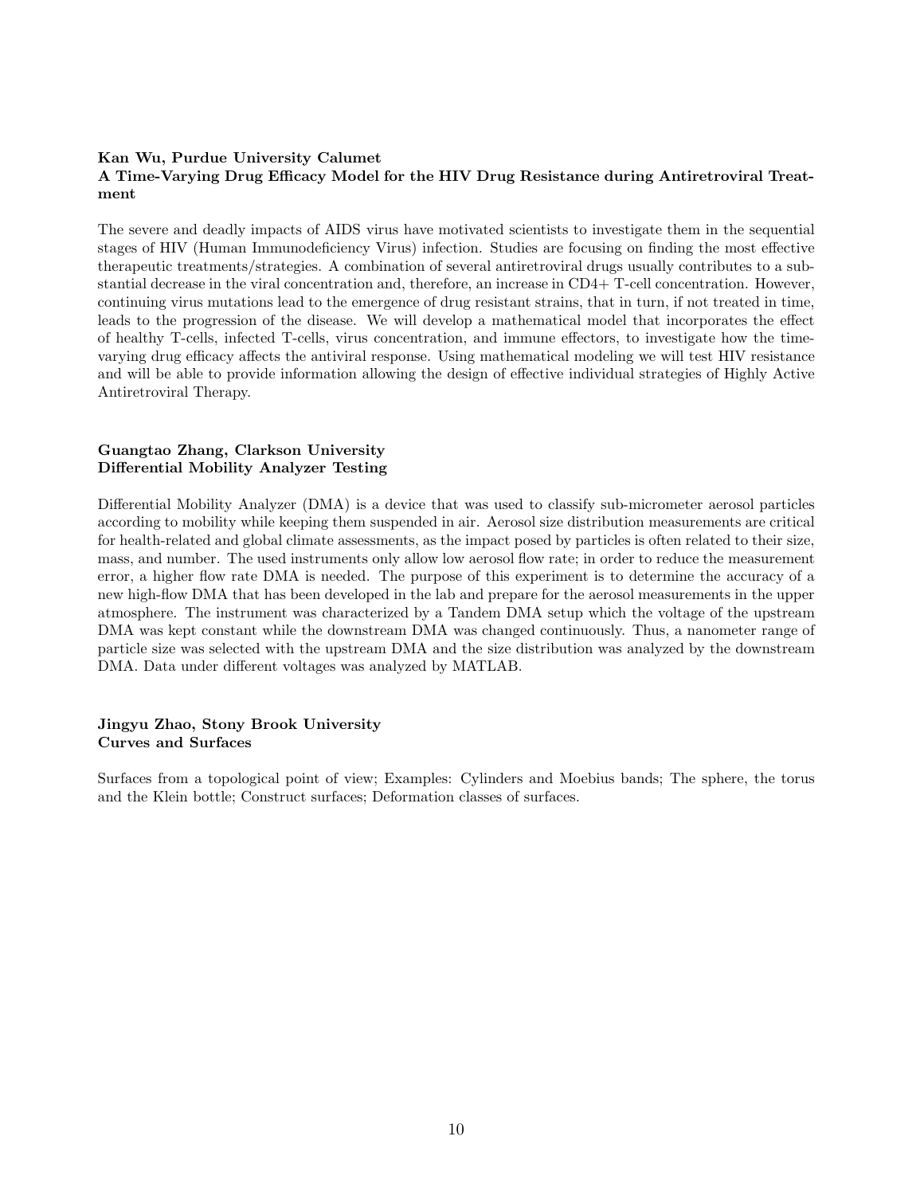**Kan Wu, Purdue University Calumet**
**A Time-Varying Drug Efficacy Model for the HIV Drug Resistance during Antiretroviral Treatment**

The severe and deadly impacts of AIDS virus have motivated scientists to investigate them in the sequential stages of HIV (Human Immunodeficiency Virus) infection. Studies are focusing on finding the most effective therapeutic treatments/strategies. A combination of several antiretroviral drugs usually contributes to a substantial decrease in the viral concentration and, therefore, an increase in CD4+ T-cell concentration. However, continuing virus mutations lead to the emergence of drug resistant strains, that in turn, if not treated in time, leads to the progression of the disease. We will develop a mathematical model that incorporates the effect of healthy T-cells, infected T-cells, virus concentration, and immune effectors, to investigate how the time-varying drug efficacy affects the antiviral response. Using mathematical modeling we will test HIV resistance and will be able to provide information allowing the design of effective individual strategies of Highly Active Antiretroviral Therapy.

**Guangtao Zhang, Clarkson University**
**Differential Mobility Analyzer Testing**

Differential Mobility Analyzer (DMA) is a device that was used to classify sub-micrometer aerosol particles according to mobility while keeping them suspended in air. Aerosol size distribution measurements are critical for health-related and global climate assessments, as the impact posed by particles is often related to their size, mass, and number. The used instruments only allow low aerosol flow rate; in order to reduce the measurement error, a higher flow rate DMA is needed. The purpose of this experiment is to determine the accuracy of a new high-flow DMA that has been developed in the lab and prepare for the aerosol measurements in the upper atmosphere. The instrument was characterized by a Tandem DMA setup which the voltage of the upstream DMA was kept constant while the downstream DMA was changed continuously. Thus, a nanometer range of particle size was selected with the upstream DMA and the size distribution was analyzed by the downstream DMA. Data under different voltages was analyzed by MATLAB.

**Jingyu Zhao, Stony Brook University**
**Curves and Surfaces**

Surfaces from a topological point of view; Examples: Cylinders and Moebius bands; The sphere, the torus and the Klein bottle; Construct surfaces; Deformation classes of surfaces.